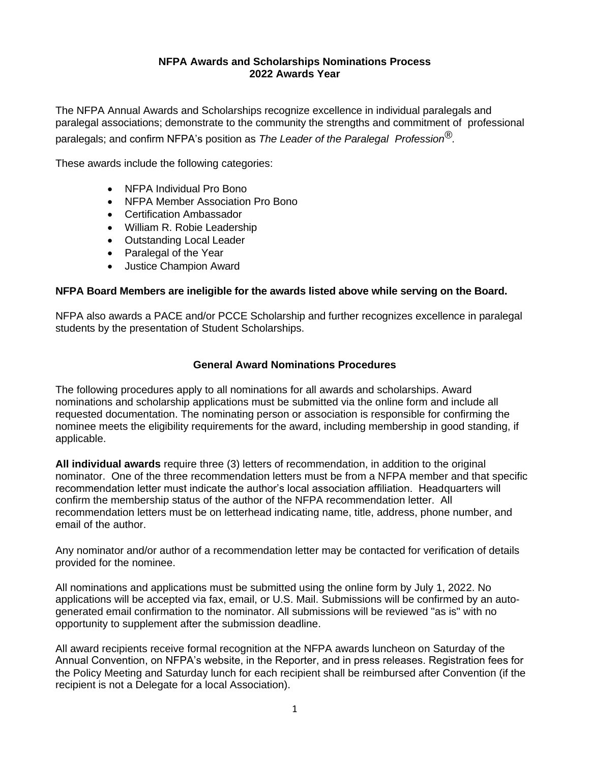# NFPA Awards and Scholarships Nominations Process
## 2022 Awards Year

The NFPA Annual Awards and Scholarships recognize excellence in individual paralegals and paralegal associations; demonstrate to the community the strengths and commitment of professional paralegals; and confirm NFPA's position as *The Leader of the Paralegal Profession®*.

These awards include the following categories:

- NFPA Individual Pro Bono
- NFPA Member Association Pro Bono
- Certification Ambassador
- William R. Robie Leadership
- Outstanding Local Leader
- Paralegal of the Year
- Justice Champion Award

**NFPA Board Members are ineligible for the awards listed above while serving on the Board.**

NFPA also awards a PACE and/or PCCE Scholarship and further recognizes excellence in paralegal students by the presentation of Student Scholarships.

## General Award Nominations Procedures

The following procedures apply to all nominations for all awards and scholarships. Award nominations and scholarship applications must be submitted via the online form and include all requested documentation. The nominating person or association is responsible for confirming the nominee meets the eligibility requirements for the award, including membership in good standing, if applicable.

**All individual awards** require three (3) letters of recommendation, in addition to the original nominator. One of the three recommendation letters must be from a NFPA member and that specific recommendation letter must indicate the author's local association affiliation. Headquarters will confirm the membership status of the author of the NFPA recommendation letter. All recommendation letters must be on letterhead indicating name, title, address, phone number, and email of the author.

Any nominator and/or author of a recommendation letter may be contacted for verification of details provided for the nominee.

All nominations and applications must be submitted using the online form by July 1, 2022. No applications will be accepted via fax, email, or U.S. Mail. Submissions will be confirmed by an auto-generated email confirmation to the nominator. All submissions will be reviewed "as is" with no opportunity to supplement after the submission deadline.

All award recipients receive formal recognition at the NFPA awards luncheon on Saturday of the Annual Convention, on NFPA's website, in the Reporter, and in press releases. Registration fees for the Policy Meeting and Saturday lunch for each recipient shall be reimbursed after Convention (if the recipient is not a Delegate for a local Association).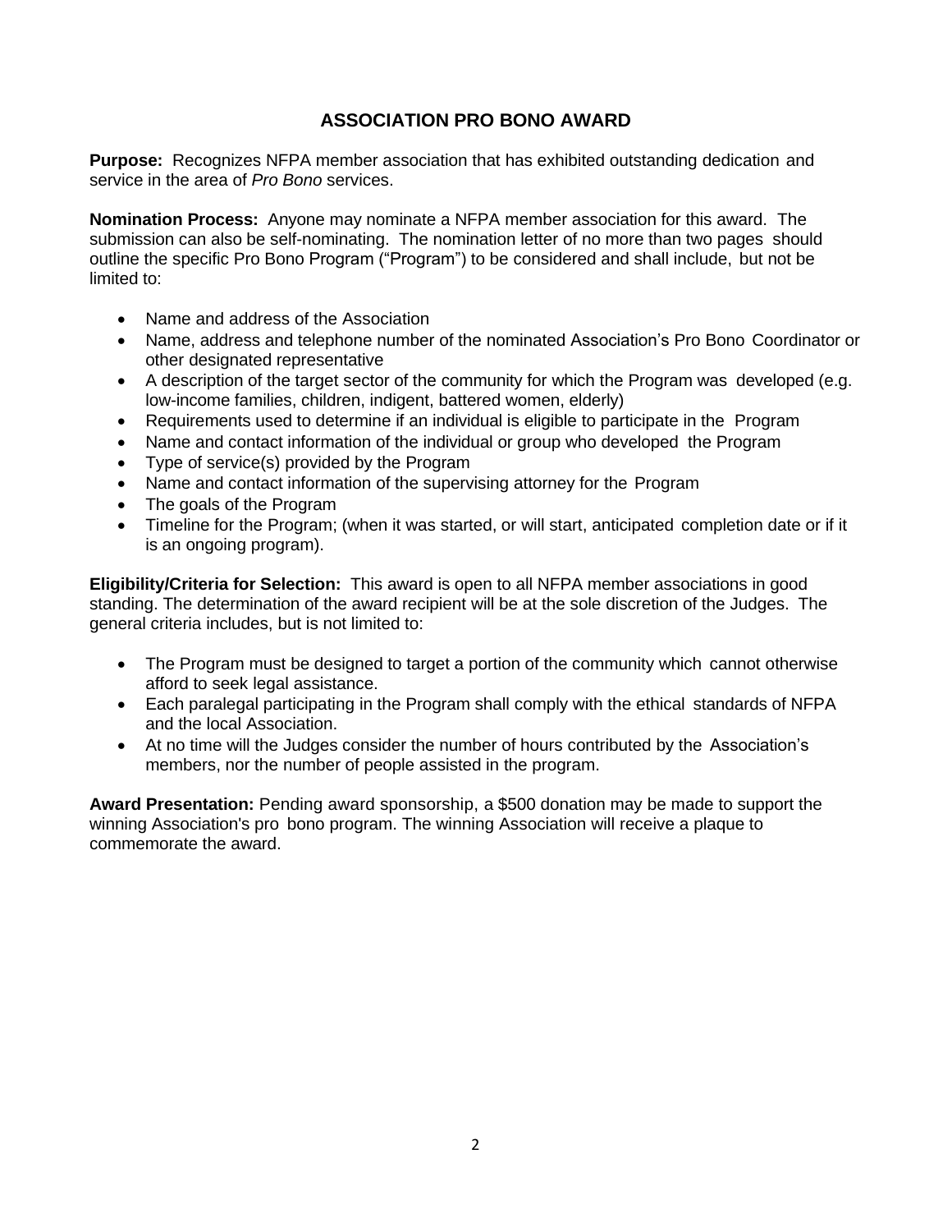## ASSOCIATION PRO BONO AWARD

**Purpose:** Recognizes NFPA member association that has exhibited outstanding dedication and service in the area of *Pro Bono* services.

**Nomination Process:** Anyone may nominate a NFPA member association for this award. The submission can also be self-nominating. The nomination letter of no more than two pages should outline the specific Pro Bono Program ("Program") to be considered and shall include, but not be limited to:

- Name and address of the Association
- Name, address and telephone number of the nominated Association's Pro Bono Coordinator or other designated representative
- A description of the target sector of the community for which the Program was developed (e.g. low-income families, children, indigent, battered women, elderly)
- Requirements used to determine if an individual is eligible to participate in the Program
- Name and contact information of the individual or group who developed the Program
- Type of service(s) provided by the Program
- Name and contact information of the supervising attorney for the Program
- The goals of the Program
- Timeline for the Program; (when it was started, or will start, anticipated completion date or if it is an ongoing program).

**Eligibility/Criteria for Selection:** This award is open to all NFPA member associations in good standing. The determination of the award recipient will be at the sole discretion of the Judges. The general criteria includes, but is not limited to:

- The Program must be designed to target a portion of the community which cannot otherwise afford to seek legal assistance.
- Each paralegal participating in the Program shall comply with the ethical standards of NFPA and the local Association.
- At no time will the Judges consider the number of hours contributed by the Association's members, nor the number of people assisted in the program.

**Award Presentation:** Pending award sponsorship, a $500 donation may be made to support the winning Association's pro bono program. The winning Association will receive a plaque to commemorate the award.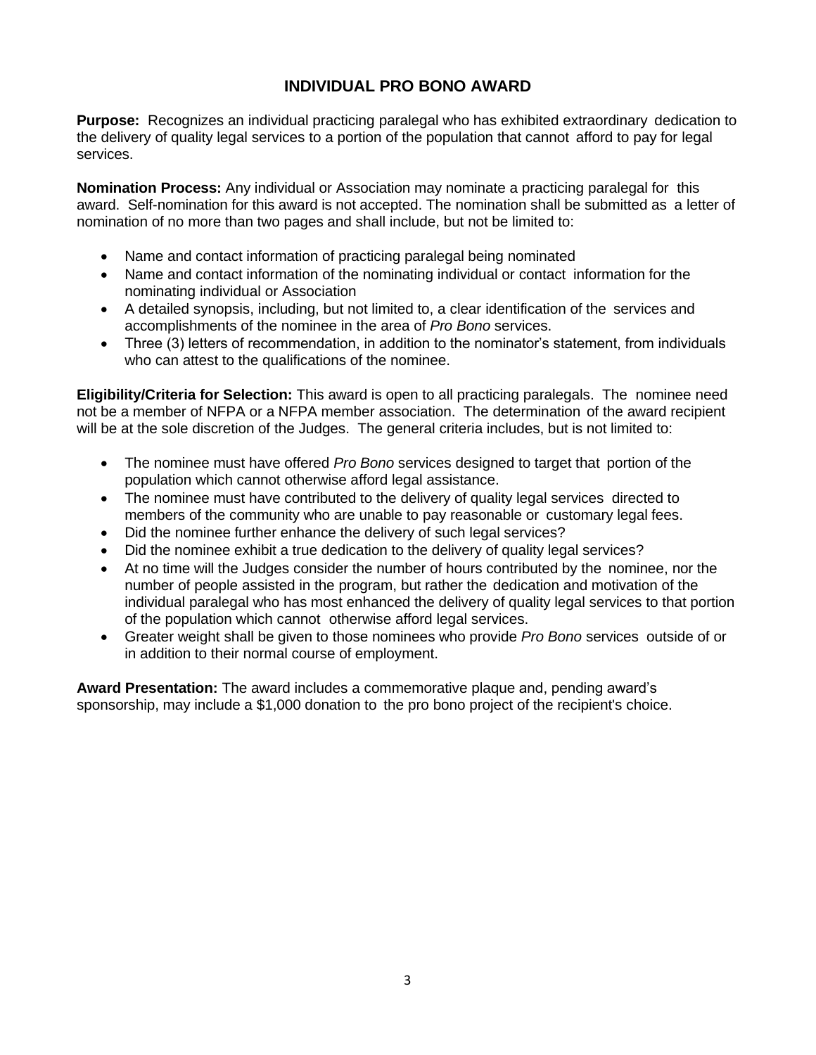## INDIVIDUAL PRO BONO AWARD

**Purpose:** Recognizes an individual practicing paralegal who has exhibited extraordinary dedication to the delivery of quality legal services to a portion of the population that cannot afford to pay for legal services.

**Nomination Process:** Any individual or Association may nominate a practicing paralegal for this award. Self-nomination for this award is not accepted. The nomination shall be submitted as a letter of nomination of no more than two pages and shall include, but not be limited to:

- Name and contact information of practicing paralegal being nominated
- Name and contact information of the nominating individual or contact information for the nominating individual or Association
- A detailed synopsis, including, but not limited to, a clear identification of the services and accomplishments of the nominee in the area of *Pro Bono* services.
- Three (3) letters of recommendation, in addition to the nominator's statement, from individuals who can attest to the qualifications of the nominee.

**Eligibility/Criteria for Selection:** This award is open to all practicing paralegals. The nominee need not be a member of NFPA or a NFPA member association. The determination of the award recipient will be at the sole discretion of the Judges. The general criteria includes, but is not limited to:

- The nominee must have offered *Pro Bono* services designed to target that portion of the population which cannot otherwise afford legal assistance.
- The nominee must have contributed to the delivery of quality legal services directed to members of the community who are unable to pay reasonable or customary legal fees.
- Did the nominee further enhance the delivery of such legal services?
- Did the nominee exhibit a true dedication to the delivery of quality legal services?
- At no time will the Judges consider the number of hours contributed by the nominee, nor the number of people assisted in the program, but rather the dedication and motivation of the individual paralegal who has most enhanced the delivery of quality legal services to that portion of the population which cannot otherwise afford legal services.
- Greater weight shall be given to those nominees who provide *Pro Bono* services outside of or in addition to their normal course of employment.

**Award Presentation:** The award includes a commemorative plaque and, pending award's sponsorship, may include a $1,000 donation to the pro bono project of the recipient's choice.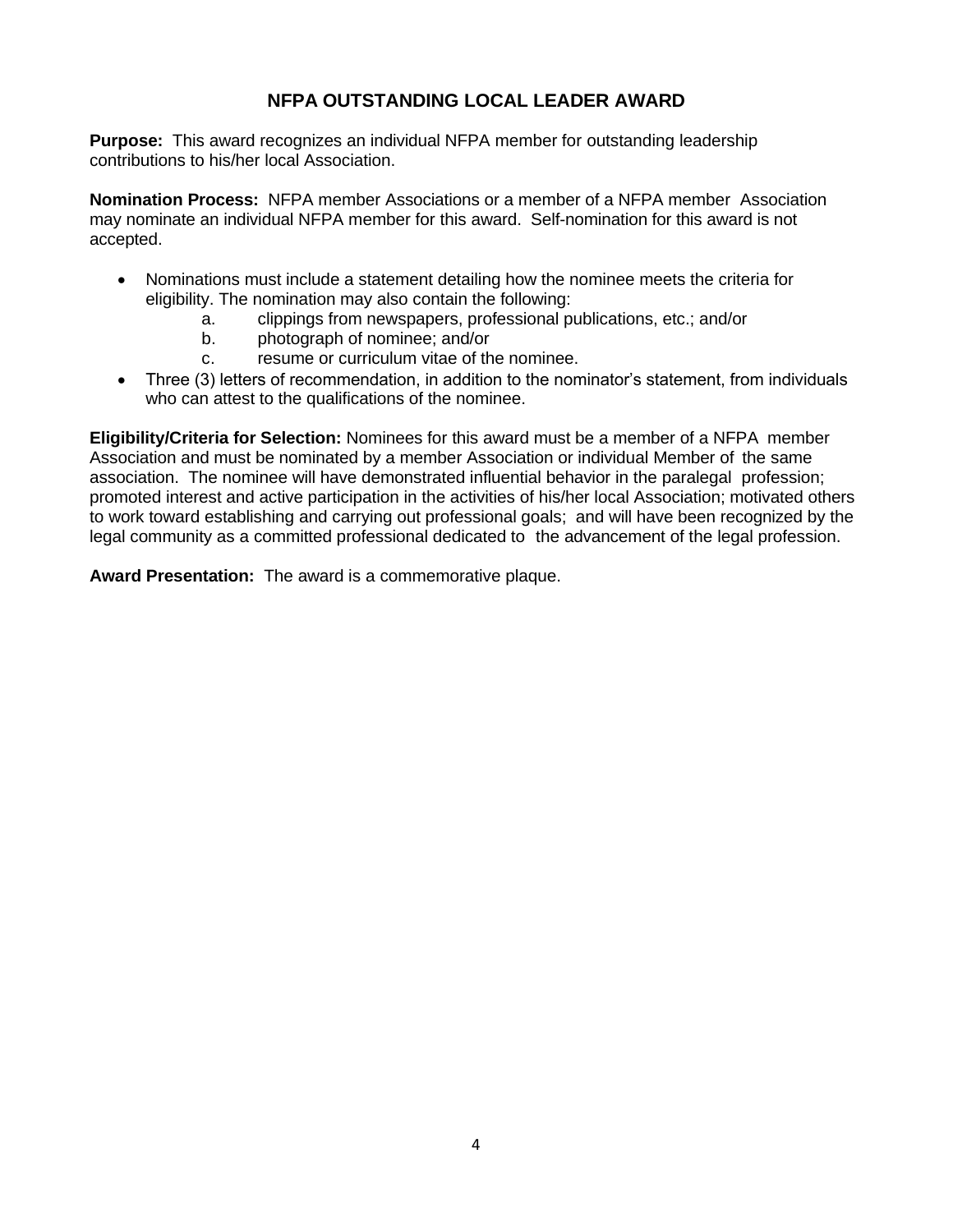# NFPA OUTSTANDING LOCAL LEADER AWARD

**Purpose:** This award recognizes an individual NFPA member for outstanding leadership contributions to his/her local Association.

**Nomination Process:** NFPA member Associations or a member of a NFPA member Association may nominate an individual NFPA member for this award. Self-nomination for this award is not accepted.

- Nominations must include a statement detailing how the nominee meets the criteria for eligibility. The nomination may also contain the following:
    a. clippings from newspapers, professional publications, etc.; and/or
    b. photograph of nominee; and/or
    c. resume or curriculum vitae of the nominee.
- Three (3) letters of recommendation, in addition to the nominator's statement, from individuals who can attest to the qualifications of the nominee.

**Eligibility/Criteria for Selection:** Nominees for this award must be a member of a NFPA member Association and must be nominated by a member Association or individual Member of the same association. The nominee will have demonstrated influential behavior in the paralegal profession; promoted interest and active participation in the activities of his/her local Association; motivated others to work toward establishing and carrying out professional goals; and will have been recognized by the legal community as a committed professional dedicated to the advancement of the legal profession.

**Award Presentation:** The award is a commemorative plaque.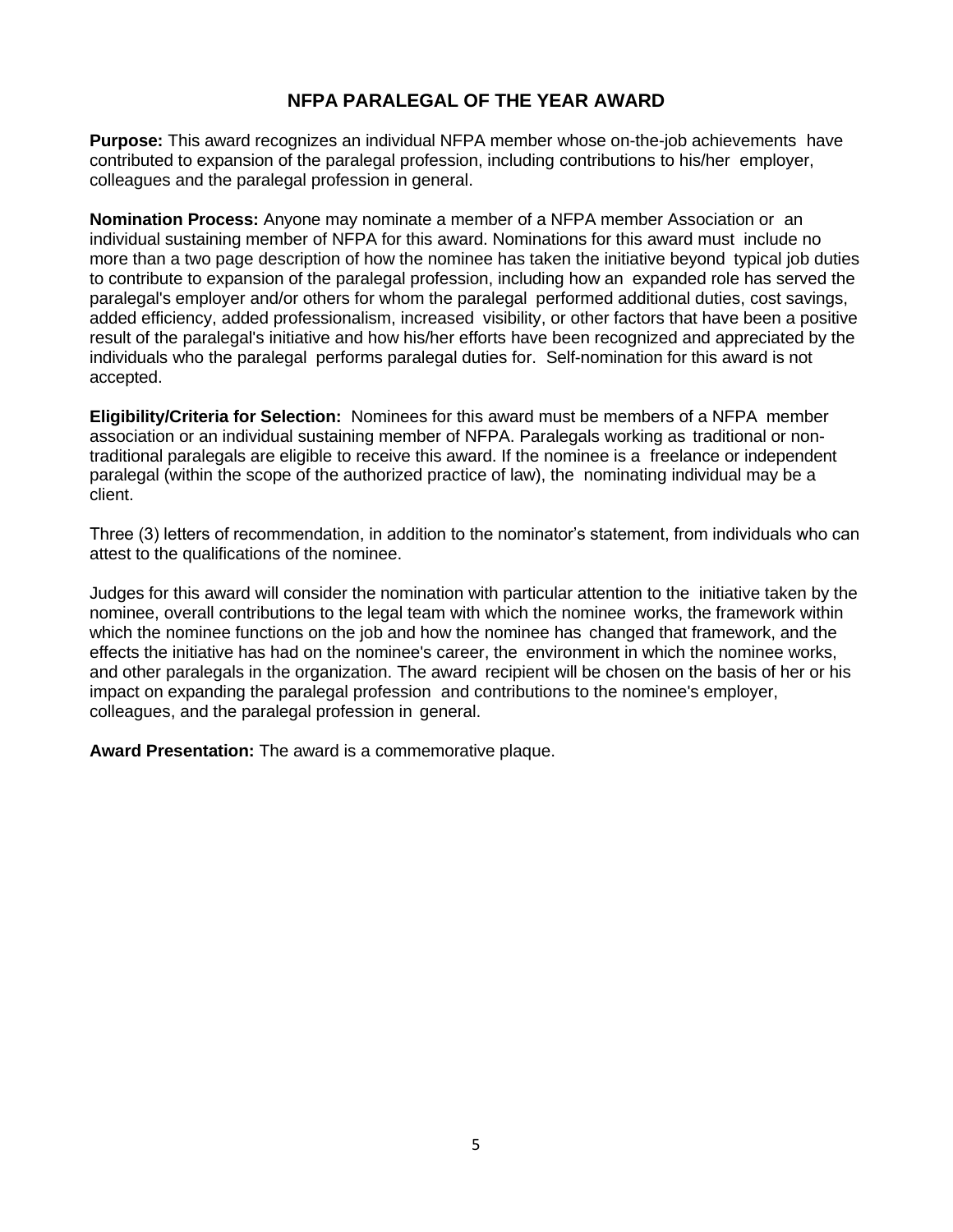# NFPA PARALEGAL OF THE YEAR AWARD

**Purpose:** This award recognizes an individual NFPA member whose on-the-job achievements have contributed to expansion of the paralegal profession, including contributions to his/her employer, colleagues and the paralegal profession in general.

**Nomination Process:** Anyone may nominate a member of a NFPA member Association or an individual sustaining member of NFPA for this award. Nominations for this award must include no more than a two page description of how the nominee has taken the initiative beyond typical job duties to contribute to expansion of the paralegal profession, including how an expanded role has served the paralegal's employer and/or others for whom the paralegal performed additional duties, cost savings, added efficiency, added professionalism, increased visibility, or other factors that have been a positive result of the paralegal's initiative and how his/her efforts have been recognized and appreciated by the individuals who the paralegal performs paralegal duties for. Self-nomination for this award is not accepted.

**Eligibility/Criteria for Selection:** Nominees for this award must be members of a NFPA member association or an individual sustaining member of NFPA. Paralegals working as traditional or non-traditional paralegals are eligible to receive this award. If the nominee is a freelance or independent paralegal (within the scope of the authorized practice of law), the nominating individual may be a client.

Three (3) letters of recommendation, in addition to the nominator's statement, from individuals who can attest to the qualifications of the nominee.

Judges for this award will consider the nomination with particular attention to the initiative taken by the nominee, overall contributions to the legal team with which the nominee works, the framework within which the nominee functions on the job and how the nominee has changed that framework, and the effects the initiative has had on the nominee's career, the environment in which the nominee works, and other paralegals in the organization. The award recipient will be chosen on the basis of her or his impact on expanding the paralegal profession and contributions to the nominee's employer, colleagues, and the paralegal profession in general.

**Award Presentation:** The award is a commemorative plaque.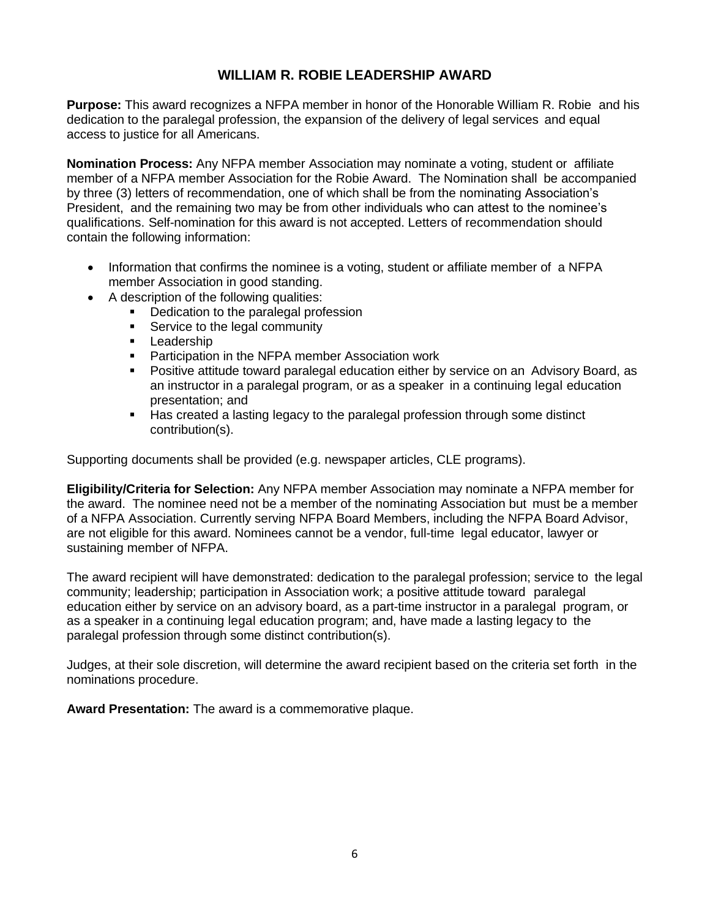## WILLIAM R. ROBIE LEADERSHIP AWARD

**Purpose:** This award recognizes a NFPA member in honor of the Honorable William R. Robie and his dedication to the paralegal profession, the expansion of the delivery of legal services and equal access to justice for all Americans.

**Nomination Process:** Any NFPA member Association may nominate a voting, student or affiliate member of a NFPA member Association for the Robie Award. The Nomination shall be accompanied by three (3) letters of recommendation, one of which shall be from the nominating Association's President, and the remaining two may be from other individuals who can attest to the nominee's qualifications. Self-nomination for this award is not accepted. Letters of recommendation should contain the following information:

- Information that confirms the nominee is a voting, student or affiliate member of a NFPA member Association in good standing.
- A description of the following qualities:
  - Dedication to the paralegal profession
  - Service to the legal community
  - Leadership
  - Participation in the NFPA member Association work
  - Positive attitude toward paralegal education either by service on an Advisory Board, as an instructor in a paralegal program, or as a speaker in a continuing legal education presentation; and
  - Has created a lasting legacy to the paralegal profession through some distinct contribution(s).

Supporting documents shall be provided (e.g. newspaper articles, CLE programs).

**Eligibility/Criteria for Selection:** Any NFPA member Association may nominate a NFPA member for the award. The nominee need not be a member of the nominating Association but must be a member of a NFPA Association. Currently serving NFPA Board Members, including the NFPA Board Advisor, are not eligible for this award. Nominees cannot be a vendor, full-time legal educator, lawyer or sustaining member of NFPA.

The award recipient will have demonstrated: dedication to the paralegal profession; service to the legal community; leadership; participation in Association work; a positive attitude toward paralegal education either by service on an advisory board, as a part-time instructor in a paralegal program, or as a speaker in a continuing legal education program; and, have made a lasting legacy to the paralegal profession through some distinct contribution(s).

Judges, at their sole discretion, will determine the award recipient based on the criteria set forth in the nominations procedure.

**Award Presentation:** The award is a commemorative plaque.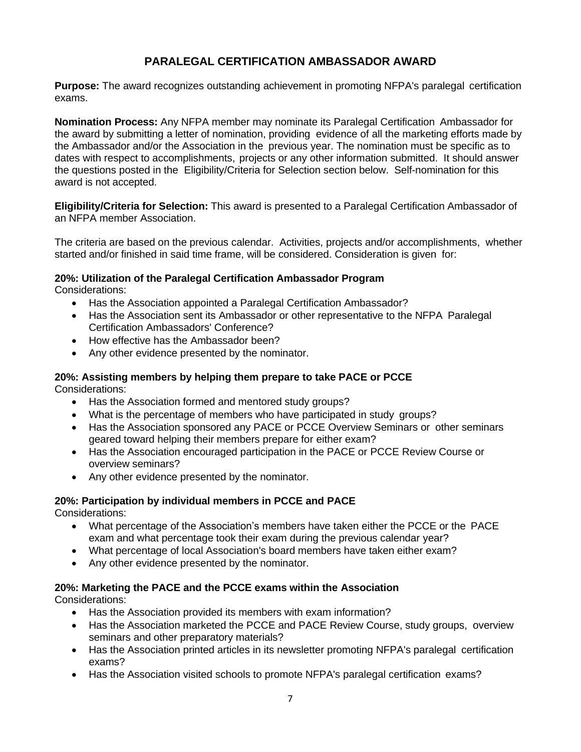# PARALEGAL CERTIFICATION AMBASSADOR AWARD

**Purpose:** The award recognizes outstanding achievement in promoting NFPA's paralegal certification exams.

**Nomination Process:** Any NFPA member may nominate its Paralegal Certification Ambassador for the award by submitting a letter of nomination, providing evidence of all the marketing efforts made by the Ambassador and/or the Association in the previous year. The nomination must be specific as to dates with respect to accomplishments, projects or any other information submitted. It should answer the questions posted in the Eligibility/Criteria for Selection section below. Self-nomination for this award is not accepted.

**Eligibility/Criteria for Selection:** This award is presented to a Paralegal Certification Ambassador of an NFPA member Association.

The criteria are based on the previous calendar. Activities, projects and/or accomplishments, whether started and/or finished in said time frame, will be considered. Consideration is given for:

**20%: Utilization of the Paralegal Certification Ambassador Program**

Considerations:

- Has the Association appointed a Paralegal Certification Ambassador?
- Has the Association sent its Ambassador or other representative to the NFPA Paralegal Certification Ambassadors' Conference?
- How effective has the Ambassador been?
- Any other evidence presented by the nominator.

**20%: Assisting members by helping them prepare to take PACE or PCCE**

Considerations:

- Has the Association formed and mentored study groups?
- What is the percentage of members who have participated in study groups?
- Has the Association sponsored any PACE or PCCE Overview Seminars or other seminars geared toward helping their members prepare for either exam?
- Has the Association encouraged participation in the PACE or PCCE Review Course or overview seminars?
- Any other evidence presented by the nominator.

**20%: Participation by individual members in PCCE and PACE**

Considerations:

- What percentage of the Association's members have taken either the PCCE or the PACE exam and what percentage took their exam during the previous calendar year?
- What percentage of local Association's board members have taken either exam?
- Any other evidence presented by the nominator.

**20%: Marketing the PACE and the PCCE exams within the Association**

Considerations:

- Has the Association provided its members with exam information?
- Has the Association marketed the PCCE and PACE Review Course, study groups, overview seminars and other preparatory materials?
- Has the Association printed articles in its newsletter promoting NFPA's paralegal certification exams?
- Has the Association visited schools to promote NFPA's paralegal certification exams?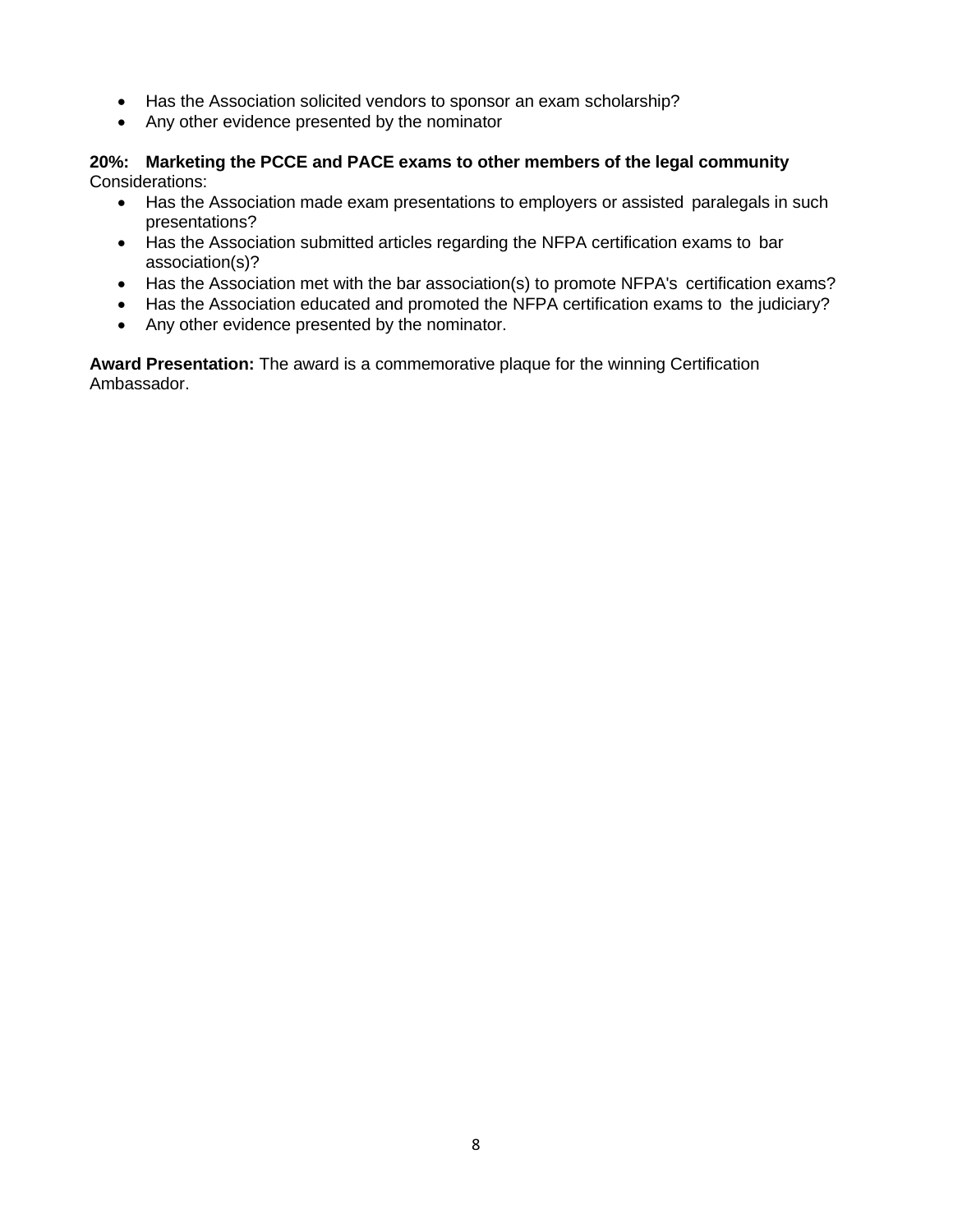- Has the Association solicited vendors to sponsor an exam scholarship?
- Any other evidence presented by the nominator

**20%: Marketing the PCCE and PACE exams to other members of the legal community**
Considerations:

- Has the Association made exam presentations to employers or assisted paralegals in such presentations?
- Has the Association submitted articles regarding the NFPA certification exams to bar association(s)?
- Has the Association met with the bar association(s) to promote NFPA's certification exams?
- Has the Association educated and promoted the NFPA certification exams to the judiciary?
- Any other evidence presented by the nominator.

**Award Presentation:** The award is a commemorative plaque for the winning Certification Ambassador.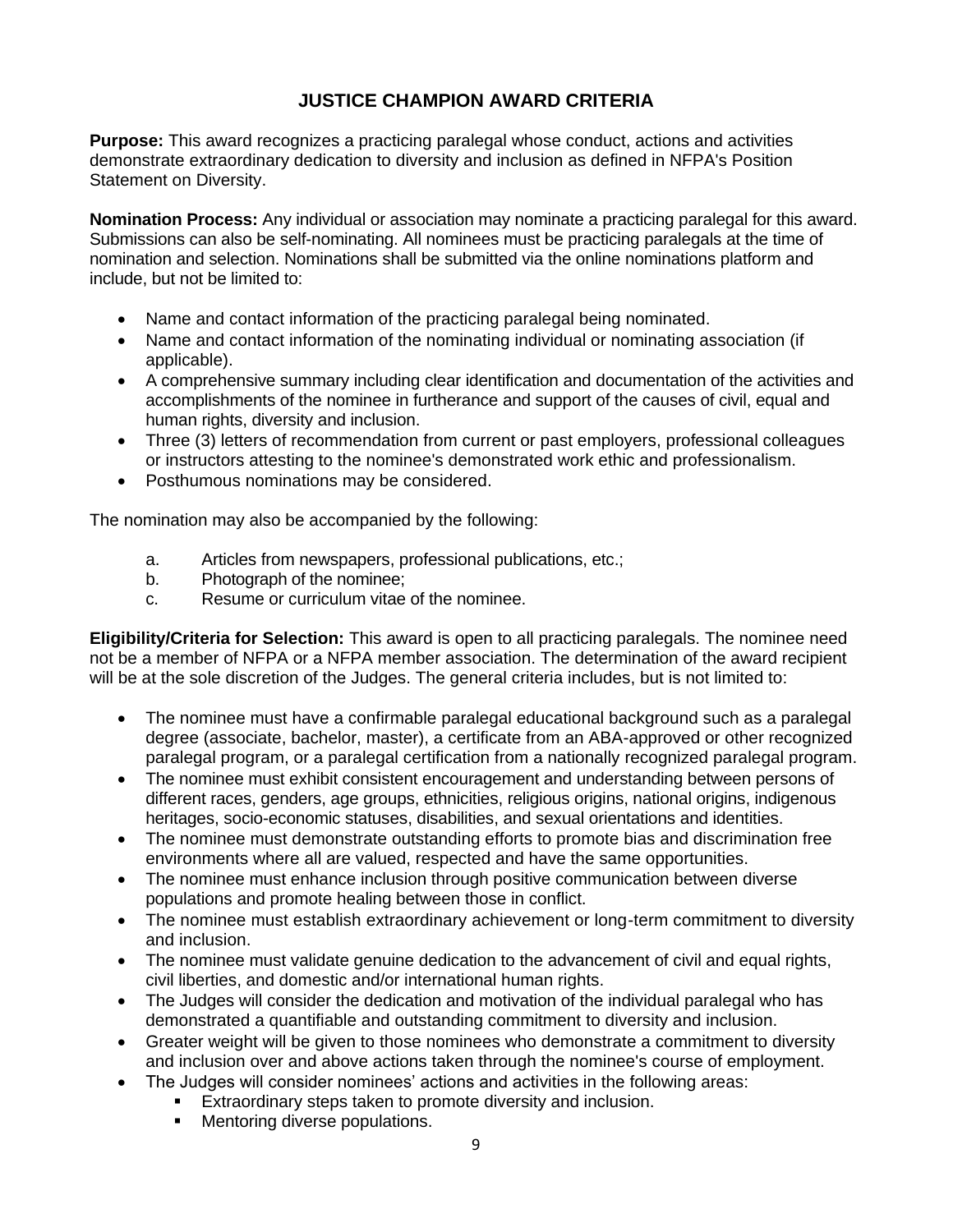## JUSTICE CHAMPION AWARD CRITERIA

**Purpose:** This award recognizes a practicing paralegal whose conduct, actions and activities demonstrate extraordinary dedication to diversity and inclusion as defined in NFPA's Position Statement on Diversity.

**Nomination Process:** Any individual or association may nominate a practicing paralegal for this award. Submissions can also be self-nominating. All nominees must be practicing paralegals at the time of nomination and selection. Nominations shall be submitted via the online nominations platform and include, but not be limited to:

- Name and contact information of the practicing paralegal being nominated.
- Name and contact information of the nominating individual or nominating association (if applicable).
- A comprehensive summary including clear identification and documentation of the activities and accomplishments of the nominee in furtherance and support of the causes of civil, equal and human rights, diversity and inclusion.
- Three (3) letters of recommendation from current or past employers, professional colleagues or instructors attesting to the nominee's demonstrated work ethic and professionalism.
- Posthumous nominations may be considered.

The nomination may also be accompanied by the following:

a. Articles from newspapers, professional publications, etc.;
b. Photograph of the nominee;
c. Resume or curriculum vitae of the nominee.

**Eligibility/Criteria for Selection:** This award is open to all practicing paralegals. The nominee need not be a member of NFPA or a NFPA member association. The determination of the award recipient will be at the sole discretion of the Judges. The general criteria includes, but is not limited to:

- The nominee must have a confirmable paralegal educational background such as a paralegal degree (associate, bachelor, master), a certificate from an ABA-approved or other recognized paralegal program, or a paralegal certification from a nationally recognized paralegal program.
- The nominee must exhibit consistent encouragement and understanding between persons of different races, genders, age groups, ethnicities, religious origins, national origins, indigenous heritages, socio-economic statuses, disabilities, and sexual orientations and identities.
- The nominee must demonstrate outstanding efforts to promote bias and discrimination free environments where all are valued, respected and have the same opportunities.
- The nominee must enhance inclusion through positive communication between diverse populations and promote healing between those in conflict.
- The nominee must establish extraordinary achievement or long-term commitment to diversity and inclusion.
- The nominee must validate genuine dedication to the advancement of civil and equal rights, civil liberties, and domestic and/or international human rights.
- The Judges will consider the dedication and motivation of the individual paralegal who has demonstrated a quantifiable and outstanding commitment to diversity and inclusion.
- Greater weight will be given to those nominees who demonstrate a commitment to diversity and inclusion over and above actions taken through the nominee's course of employment.
- The Judges will consider nominees' actions and activities in the following areas:
  - Extraordinary steps taken to promote diversity and inclusion.
  - Mentoring diverse populations.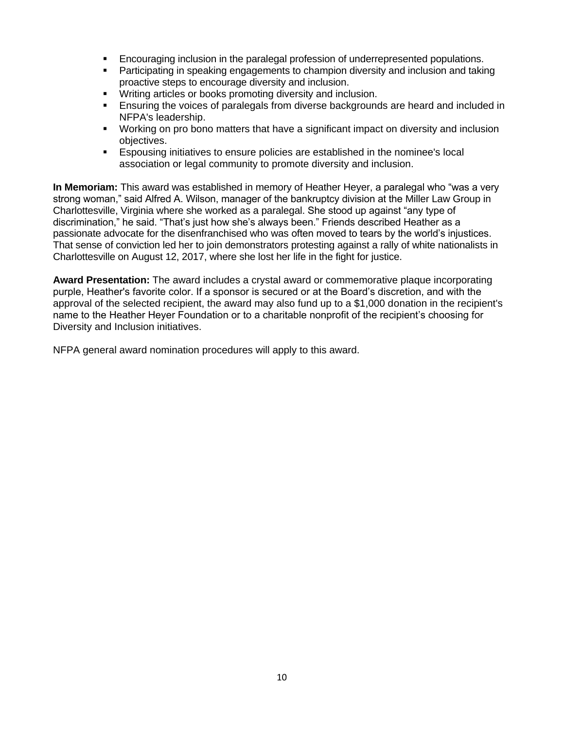- Encouraging inclusion in the paralegal profession of underrepresented populations.
- Participating in speaking engagements to champion diversity and inclusion and taking proactive steps to encourage diversity and inclusion.
- Writing articles or books promoting diversity and inclusion.
- Ensuring the voices of paralegals from diverse backgrounds are heard and included in NFPA's leadership.
- Working on pro bono matters that have a significant impact on diversity and inclusion objectives.
- Espousing initiatives to ensure policies are established in the nominee's local association or legal community to promote diversity and inclusion.

**In Memoriam:** This award was established in memory of Heather Heyer, a paralegal who "was a very strong woman," said Alfred A. Wilson, manager of the bankruptcy division at the Miller Law Group in Charlottesville, Virginia where she worked as a paralegal. She stood up against "any type of discrimination," he said. "That's just how she's always been." Friends described Heather as a passionate advocate for the disenfranchised who was often moved to tears by the world's injustices. That sense of conviction led her to join demonstrators protesting against a rally of white nationalists in Charlottesville on August 12, 2017, where she lost her life in the fight for justice.

**Award Presentation:** The award includes a crystal award or commemorative plaque incorporating purple, Heather's favorite color. If a sponsor is secured or at the Board's discretion, and with the approval of the selected recipient, the award may also fund up to a $1,000 donation in the recipient's name to the Heather Heyer Foundation or to a charitable nonprofit of the recipient's choosing for Diversity and Inclusion initiatives.

NFPA general award nomination procedures will apply to this award.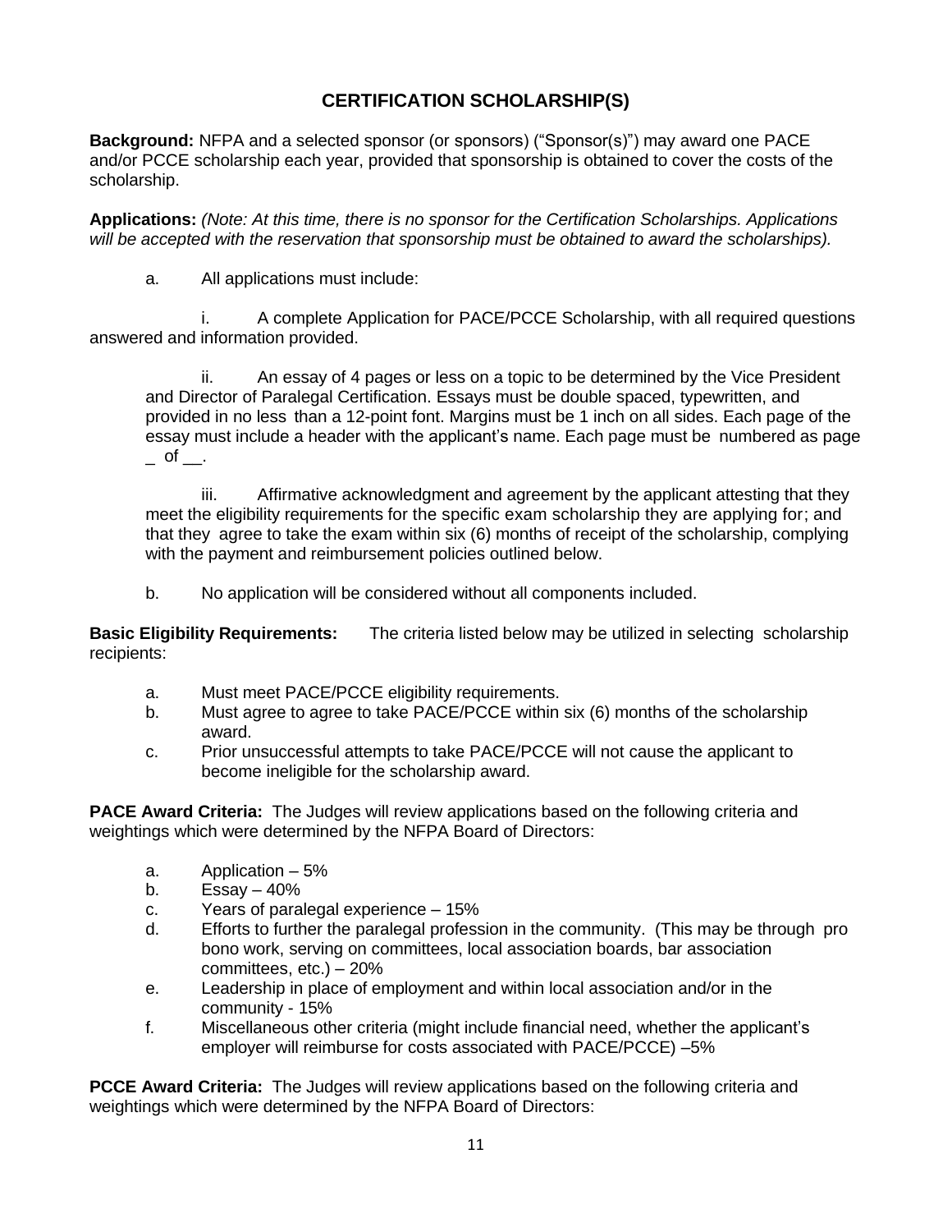## CERTIFICATION SCHOLARSHIP(S)

**Background:** NFPA and a selected sponsor (or sponsors) ("Sponsor(s)") may award one PACE and/or PCCE scholarship each year, provided that sponsorship is obtained to cover the costs of the scholarship.

**Applications:** *(Note: At this time, there is no sponsor for the Certification Scholarships. Applications will be accepted with the reservation that sponsorship must be obtained to award the scholarships).*

a. All applications must include:

i. A complete Application for PACE/PCCE Scholarship, with all required questions answered and information provided.

ii. An essay of 4 pages or less on a topic to be determined by the Vice President and Director of Paralegal Certification. Essays must be double spaced, typewritten, and provided in no less than a 12-point font. Margins must be 1 inch on all sides. Each page of the essay must include a header with the applicant's name. Each page must be numbered as page _ of __.

iii. Affirmative acknowledgment and agreement by the applicant attesting that they meet the eligibility requirements for the specific exam scholarship they are applying for; and that they agree to take the exam within six (6) months of receipt of the scholarship, complying with the payment and reimbursement policies outlined below.

b. No application will be considered without all components included.

**Basic Eligibility Requirements:** The criteria listed below may be utilized in selecting scholarship recipients:

a. Must meet PACE/PCCE eligibility requirements.
b. Must agree to agree to take PACE/PCCE within six (6) months of the scholarship award.
c. Prior unsuccessful attempts to take PACE/PCCE will not cause the applicant to become ineligible for the scholarship award.

**PACE Award Criteria:** The Judges will review applications based on the following criteria and weightings which were determined by the NFPA Board of Directors:

a. Application – 5%
b. Essay – 40%
c. Years of paralegal experience – 15%
d. Efforts to further the paralegal profession in the community. (This may be through pro bono work, serving on committees, local association boards, bar association committees, etc.) – 20%
e. Leadership in place of employment and within local association and/or in the community - 15%
f. Miscellaneous other criteria (might include financial need, whether the applicant's employer will reimburse for costs associated with PACE/PCCE) –5%

**PCCE Award Criteria:** The Judges will review applications based on the following criteria and weightings which were determined by the NFPA Board of Directors: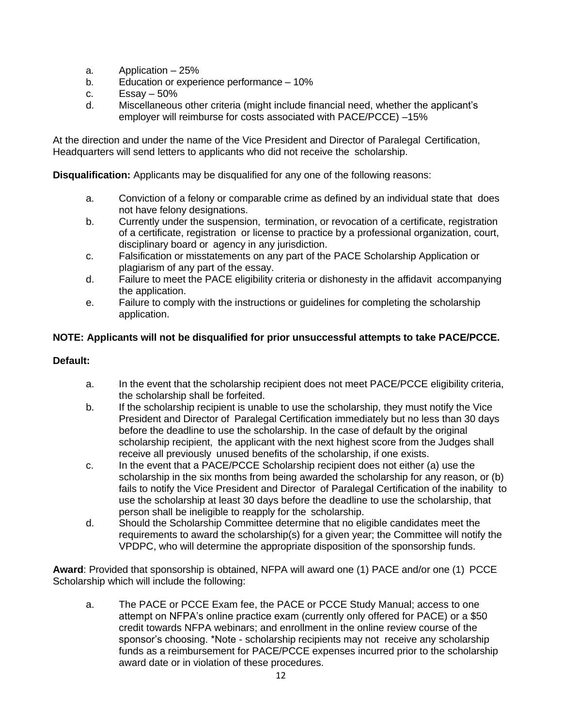a. Application – 25%
b. Education or experience performance – 10%
c. Essay – 50%
d. Miscellaneous other criteria (might include financial need, whether the applicant's employer will reimburse for costs associated with PACE/PCCE) –15%

At the direction and under the name of the Vice President and Director of Paralegal Certification, Headquarters will send letters to applicants who did not receive the scholarship.

**Disqualification:** Applicants may be disqualified for any one of the following reasons:

a. Conviction of a felony or comparable crime as defined by an individual state that does not have felony designations.
b. Currently under the suspension, termination, or revocation of a certificate, registration of a certificate, registration or license to practice by a professional organization, court, disciplinary board or agency in any jurisdiction.
c. Falsification or misstatements on any part of the PACE Scholarship Application or plagiarism of any part of the essay.
d. Failure to meet the PACE eligibility criteria or dishonesty in the affidavit accompanying the application.
e. Failure to comply with the instructions or guidelines for completing the scholarship application.

**NOTE: Applicants will not be disqualified for prior unsuccessful attempts to take PACE/PCCE.**

**Default:**

a. In the event that the scholarship recipient does not meet PACE/PCCE eligibility criteria, the scholarship shall be forfeited.
b. If the scholarship recipient is unable to use the scholarship, they must notify the Vice President and Director of Paralegal Certification immediately but no less than 30 days before the deadline to use the scholarship. In the case of default by the original scholarship recipient, the applicant with the next highest score from the Judges shall receive all previously unused benefits of the scholarship, if one exists.
c. In the event that a PACE/PCCE Scholarship recipient does not either (a) use the scholarship in the six months from being awarded the scholarship for any reason, or (b) fails to notify the Vice President and Director of Paralegal Certification of the inability to use the scholarship at least 30 days before the deadline to use the scholarship, that person shall be ineligible to reapply for the scholarship.
d. Should the Scholarship Committee determine that no eligible candidates meet the requirements to award the scholarship(s) for a given year; the Committee will notify the VPDPC, who will determine the appropriate disposition of the sponsorship funds.

**Award**: Provided that sponsorship is obtained, NFPA will award one (1) PACE and/or one (1) PCCE Scholarship which will include the following:

a. The PACE or PCCE Exam fee, the PACE or PCCE Study Manual; access to one attempt on NFPA's online practice exam (currently only offered for PACE) or a $50 credit towards NFPA webinars; and enrollment in the online review course of the sponsor's choosing. *Note - scholarship recipients may not receive any scholarship funds as a reimbursement for PACE/PCCE expenses incurred prior to the scholarship award date or in violation of these procedures.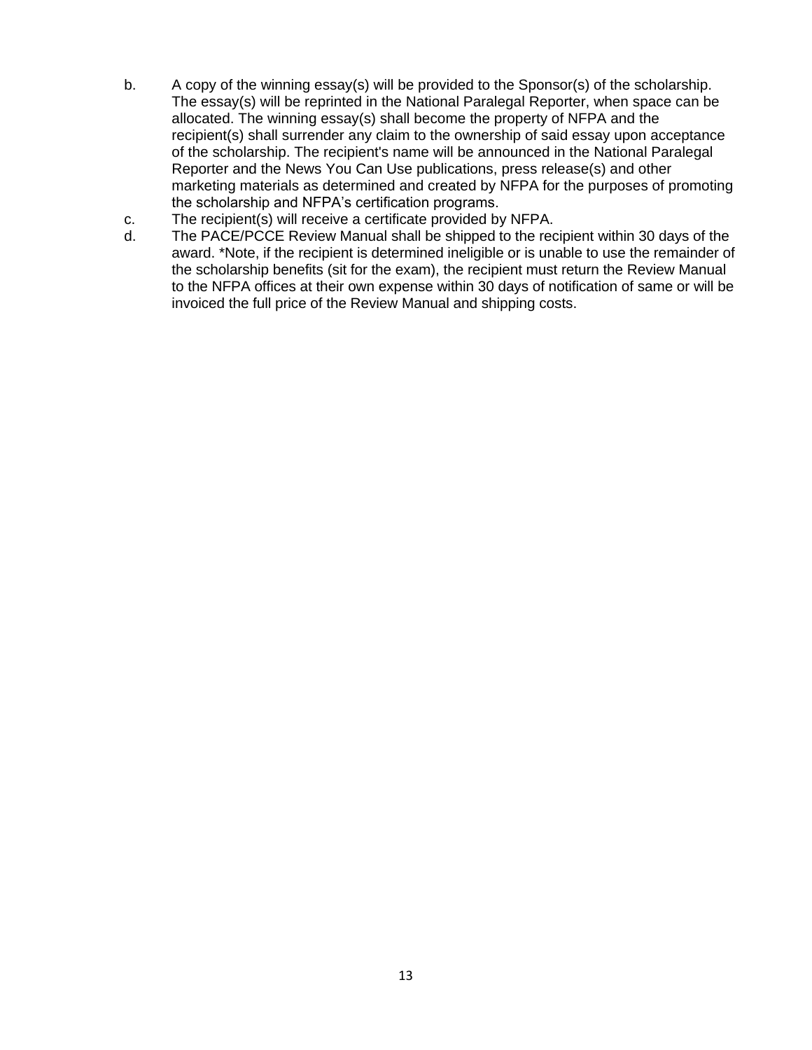b. A copy of the winning essay(s) will be provided to the Sponsor(s) of the scholarship. The essay(s) will be reprinted in the National Paralegal Reporter, when space can be allocated. The winning essay(s) shall become the property of NFPA and the recipient(s) shall surrender any claim to the ownership of said essay upon acceptance of the scholarship. The recipient's name will be announced in the National Paralegal Reporter and the News You Can Use publications, press release(s) and other marketing materials as determined and created by NFPA for the purposes of promoting the scholarship and NFPA's certification programs.

c. The recipient(s) will receive a certificate provided by NFPA.

d. The PACE/PCCE Review Manual shall be shipped to the recipient within 30 days of the award. *Note, if the recipient is determined ineligible or is unable to use the remainder of the scholarship benefits (sit for the exam), the recipient must return the Review Manual to the NFPA offices at their own expense within 30 days of notification of same or will be invoiced the full price of the Review Manual and shipping costs.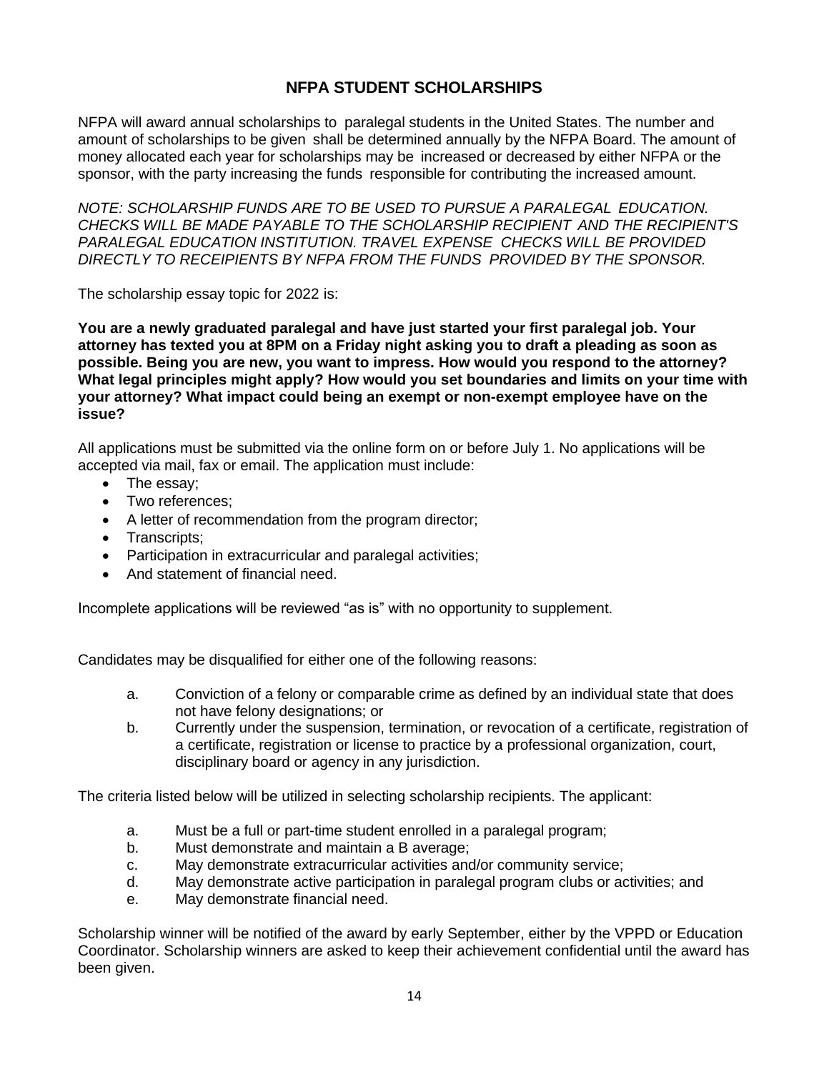## NFPA STUDENT SCHOLARSHIPS

NFPA will award annual scholarships to paralegal students in the United States. The number and amount of scholarships to be given shall be determined annually by the NFPA Board. The amount of money allocated each year for scholarships may be increased or decreased by either NFPA or the sponsor, with the party increasing the funds responsible for contributing the increased amount.

*NOTE: SCHOLARSHIP FUNDS ARE TO BE USED TO PURSUE A PARALEGAL EDUCATION. CHECKS WILL BE MADE PAYABLE TO THE SCHOLARSHIP RECIPIENT AND THE RECIPIENT'S PARALEGAL EDUCATION INSTITUTION. TRAVEL EXPENSE CHECKS WILL BE PROVIDED DIRECTLY TO RECEIPIENTS BY NFPA FROM THE FUNDS PROVIDED BY THE SPONSOR.*

The scholarship essay topic for 2022 is:

**You are a newly graduated paralegal and have just started your first paralegal job. Your attorney has texted you at 8PM on a Friday night asking you to draft a pleading as soon as possible. Being you are new, you want to impress. How would you respond to the attorney? What legal principles might apply? How would you set boundaries and limits on your time with your attorney? What impact could being an exempt or non-exempt employee have on the issue?**

All applications must be submitted via the online form on or before July 1. No applications will be accepted via mail, fax or email. The application must include:

- The essay;
- Two references;
- A letter of recommendation from the program director;
- Transcripts;
- Participation in extracurricular and paralegal activities;
- And statement of financial need.

Incomplete applications will be reviewed "as is" with no opportunity to supplement.

Candidates may be disqualified for either one of the following reasons:

a. Conviction of a felony or comparable crime as defined by an individual state that does not have felony designations; or
b. Currently under the suspension, termination, or revocation of a certificate, registration of a certificate, registration or license to practice by a professional organization, court, disciplinary board or agency in any jurisdiction.

The criteria listed below will be utilized in selecting scholarship recipients. The applicant:

a. Must be a full or part-time student enrolled in a paralegal program;
b. Must demonstrate and maintain a B average;
c. May demonstrate extracurricular activities and/or community service;
d. May demonstrate active participation in paralegal program clubs or activities; and
e. May demonstrate financial need.

Scholarship winner will be notified of the award by early September, either by the VPPD or Education Coordinator. Scholarship winners are asked to keep their achievement confidential until the award has been given.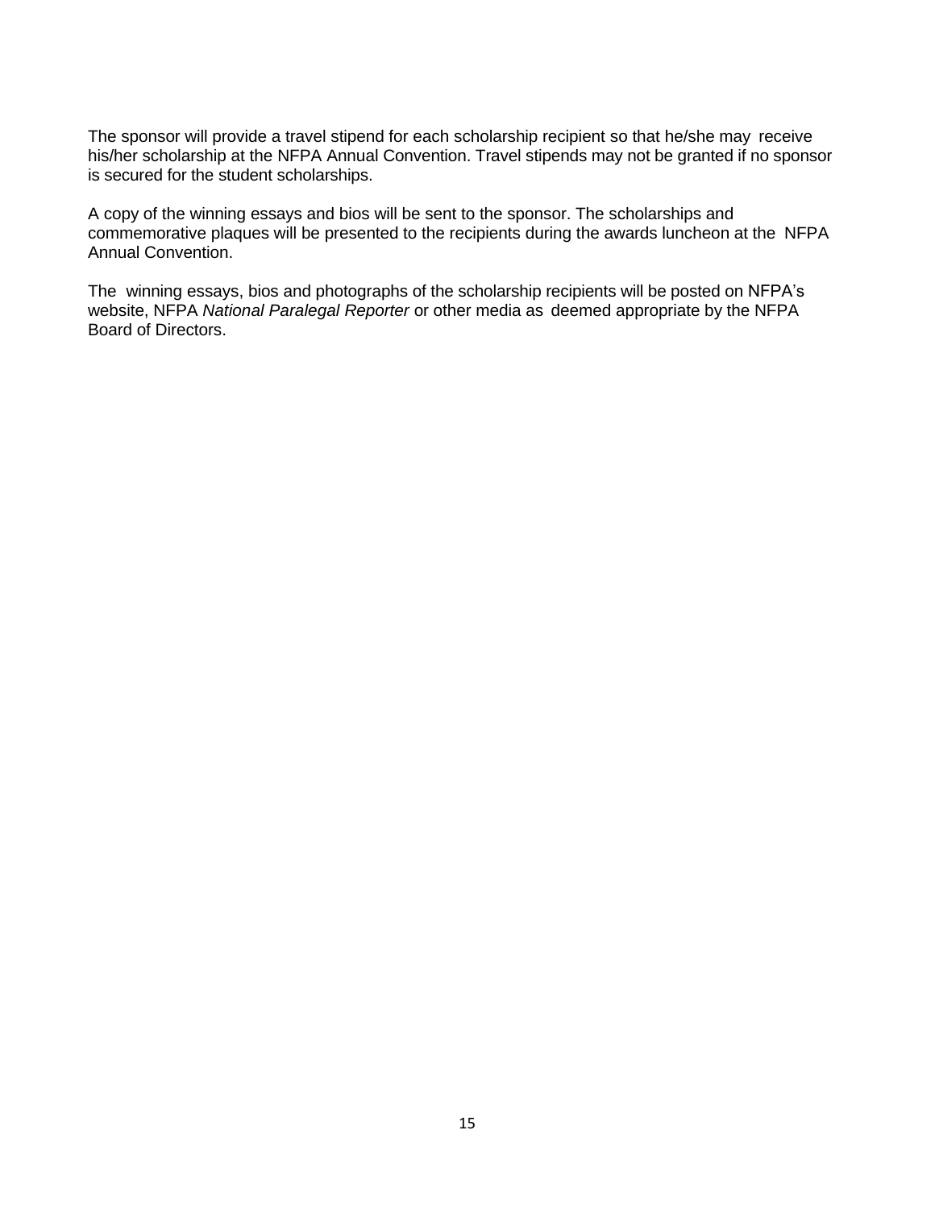The sponsor will provide a travel stipend for each scholarship recipient so that he/she may receive his/her scholarship at the NFPA Annual Convention. Travel stipends may not be granted if no sponsor is secured for the student scholarships.

A copy of the winning essays and bios will be sent to the sponsor. The scholarships and commemorative plaques will be presented to the recipients during the awards luncheon at the NFPA Annual Convention.

The winning essays, bios and photographs of the scholarship recipients will be posted on NFPA's website, NFPA *National Paralegal Reporter* or other media as deemed appropriate by the NFPA Board of Directors.